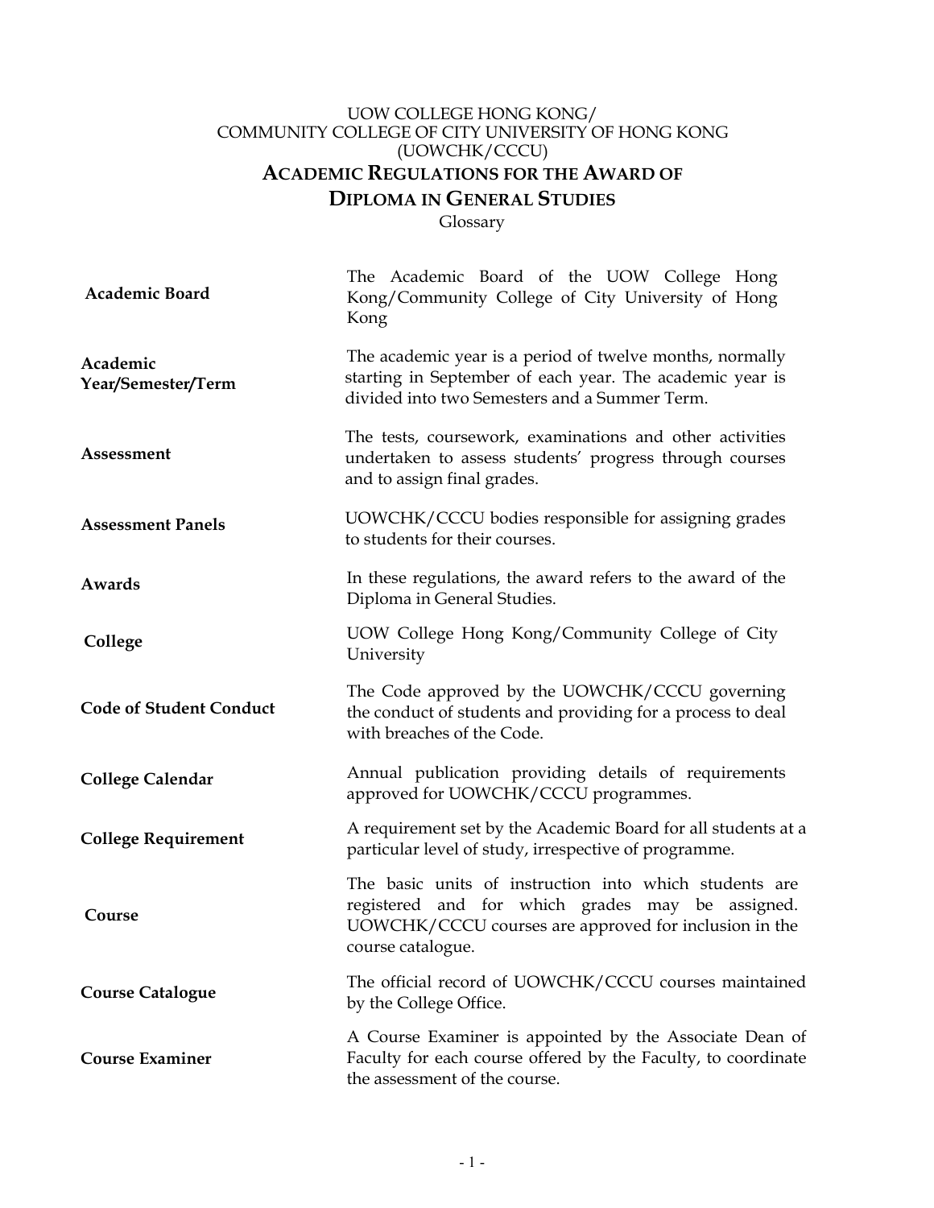UOW COLLEGE HONG KONG/
COMMUNITY COLLEGE OF CITY UNIVERSITY OF HONG KONG
(UOWCHK/CCCU)

# ACADEMIC REGULATIONS FOR THE AWARD OF DIPLOMA IN GENERAL STUDIES

Glossary

| | |
|---|---|
| **Academic Board** | The Academic Board of the UOW College Hong Kong/Community College of City University of Hong Kong |
| **Academic Year/Semester/Term** | The academic year is a period of twelve months, normally starting in September of each year. The academic year is divided into two Semesters and a Summer Term. |
| **Assessment** | The tests, coursework, examinations and other activities undertaken to assess students' progress through courses and to assign final grades. |
| **Assessment Panels** | UOWCHK/CCCU bodies responsible for assigning grades to students for their courses. |
| **Awards** | In these regulations, the award refers to the award of the Diploma in General Studies. |
| **College** | UOW College Hong Kong/Community College of City University |
| **Code of Student Conduct** | The Code approved by the UOWCHK/CCCU governing the conduct of students and providing for a process to deal with breaches of the Code. |
| **College Calendar** | Annual publication providing details of requirements approved for UOWCHK/CCCU programmes. |
| **College Requirement** | A requirement set by the Academic Board for all students at a particular level of study, irrespective of programme. |
| **Course** | The basic units of instruction into which students are registered and for which grades may be assigned. UOWCHK/CCCU courses are approved for inclusion in the course catalogue. |
| **Course Catalogue** | The official record of UOWCHK/CCCU courses maintained by the College Office. |
| **Course Examiner** | A Course Examiner is appointed by the Associate Dean of Faculty for each course offered by the Faculty, to coordinate the assessment of the course. |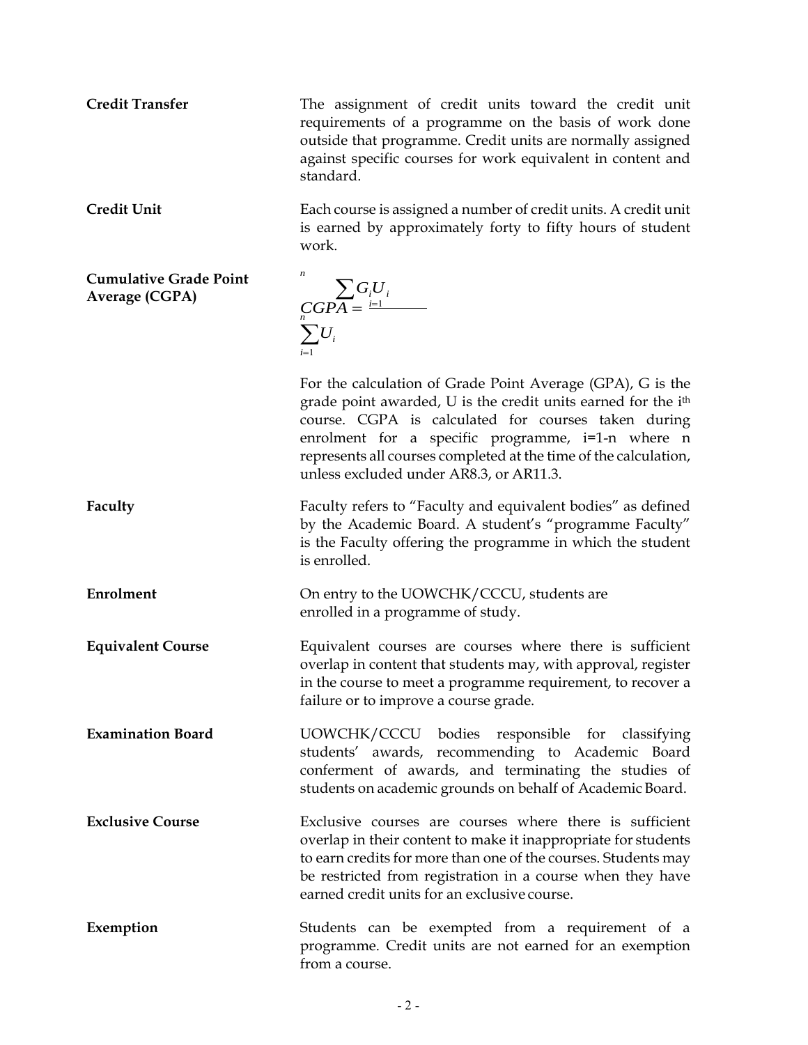**Credit Transfer**

The assignment of credit units toward the credit unit requirements of a programme on the basis of work done outside that programme. Credit units are normally assigned against specific courses for work equivalent in content and standard.

**Credit Unit**

Each course is assigned a number of credit units. A credit unit is earned by approximately forty to fifty hours of student work.

**Cumulative Grade Point Average (CGPA)**

$$CGPA = \frac{\sum_{i=1}^{n} G_i U_i}{\sum_{i=1}^{n} U_i}$$

For the calculation of Grade Point Average (GPA), G is the grade point awarded, U is the credit units earned for the i[th] course. CGPA is calculated for courses taken during enrolment for a specific programme, i=1-n where n represents all courses completed at the time of the calculation, unless excluded under AR8.3, or AR11.3.

**Faculty**

Faculty refers to “Faculty and equivalent bodies” as defined by the Academic Board. A student’s “programme Faculty” is the Faculty offering the programme in which the student is enrolled.

**Enrolment**

On entry to the UOWCHK/CCCU, students are enrolled in a programme of study.

**Equivalent Course**

Equivalent courses are courses where there is sufficient overlap in content that students may, with approval, register in the course to meet a programme requirement, to recover a failure or to improve a course grade.

**Examination Board**

UOWCHK/CCCU bodies responsible for classifying students’ awards, recommending to Academic Board conferment of awards, and terminating the studies of students on academic grounds on behalf of Academic Board.

**Exclusive Course**

Exclusive courses are courses where there is sufficient overlap in their content to make it inappropriate for students to earn credits for more than one of the courses. Students may be restricted from registration in a course when they have earned credit units for an exclusive course.

**Exemption**

Students can be exempted from a requirement of a programme. Credit units are not earned for an exemption from a course.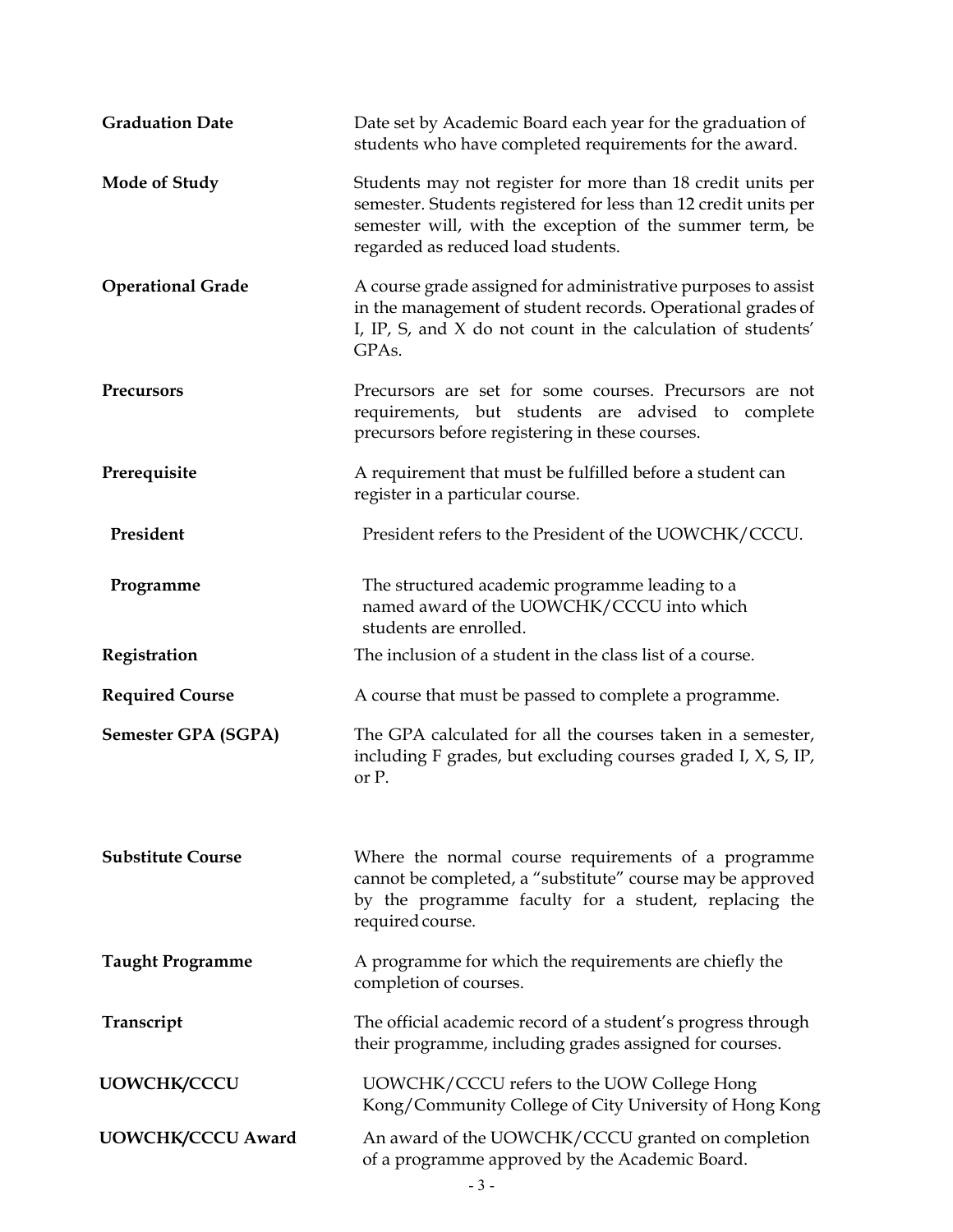| | |
|---|---|
| **Graduation Date** | Date set by Academic Board each year for the graduation of students who have completed requirements for the award. |
| **Mode of Study** | Students may not register for more than 18 credit units per semester. Students registered for less than 12 credit units per semester will, with the exception of the summer term, be regarded as reduced load students. |
| **Operational Grade** | A course grade assigned for administrative purposes to assist in the management of student records. Operational grades of I, IP, S, and X do not count in the calculation of students' GPAs. |
| **Precursors** | Precursors are set for some courses. Precursors are not requirements, but students are advised to complete precursors before registering in these courses. |
| **Prerequisite** | A requirement that must be fulfilled before a student can register in a particular course. |
| **President** | President refers to the President of the UOWCHK/CCCU. |
| **Programme** | The structured academic programme leading to a named award of the UOWCHK/CCCU into which students are enrolled. |
| **Registration** | The inclusion of a student in the class list of a course. |
| **Required Course** | A course that must be passed to complete a programme. |
| **Semester GPA (SGPA)** | The GPA calculated for all the courses taken in a semester, including F grades, but excluding courses graded I, X, S, IP, or P. |
| **Substitute Course** | Where the normal course requirements of a programme cannot be completed, a "substitute" course may be approved by the programme faculty for a student, replacing the required course. |
| **Taught Programme** | A programme for which the requirements are chiefly the completion of courses. |
| **Transcript** | The official academic record of a student's progress through their programme, including grades assigned for courses. |
| **UOWCHK/CCCU** | UOWCHK/CCCU refers to the UOW College Hong Kong/Community College of City University of Hong Kong |
| **UOWCHK/CCCU Award** | An award of the UOWCHK/CCCU granted on completion of a programme approved by the Academic Board. |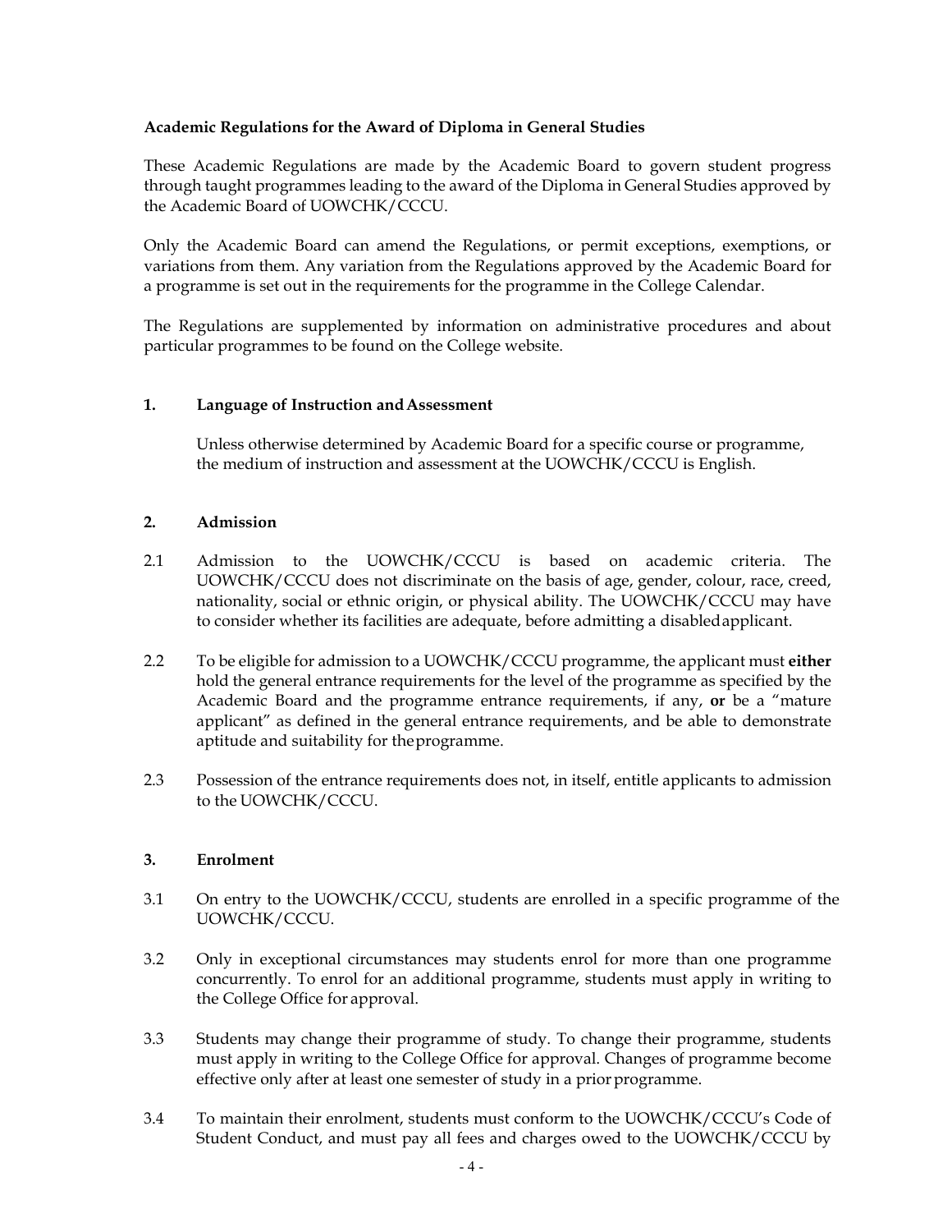**Academic Regulations for the Award of Diploma in General Studies**

These Academic Regulations are made by the Academic Board to govern student progress through taught programmes leading to the award of the Diploma in General Studies approved by the Academic Board of UOWCHK/CCCU.

Only the Academic Board can amend the Regulations, or permit exceptions, exemptions, or variations from them. Any variation from the Regulations approved by the Academic Board for a programme is set out in the requirements for the programme in the College Calendar.

The Regulations are supplemented by information on administrative procedures and about particular programmes to be found on the College website.

## 1. Language of Instruction and Assessment

Unless otherwise determined by Academic Board for a specific course or programme, the medium of instruction and assessment at the UOWCHK/CCCU is English.

## 2. Admission

2.1 Admission to the UOWCHK/CCCU is based on academic criteria. The UOWCHK/CCCU does not discriminate on the basis of age, gender, colour, race, creed, nationality, social or ethnic origin, or physical ability. The UOWCHK/CCCU may have to consider whether its facilities are adequate, before admitting a disabled applicant.

2.2 To be eligible for admission to a UOWCHK/CCCU programme, the applicant must **either** hold the general entrance requirements for the level of the programme as specified by the Academic Board and the programme entrance requirements, if any, **or** be a "mature applicant" as defined in the general entrance requirements, and be able to demonstrate aptitude and suitability for the programme.

2.3 Possession of the entrance requirements does not, in itself, entitle applicants to admission to the UOWCHK/CCCU.

## 3. Enrolment

3.1 On entry to the UOWCHK/CCCU, students are enrolled in a specific programme of the UOWCHK/CCCU.

3.2 Only in exceptional circumstances may students enrol for more than one programme concurrently. To enrol for an additional programme, students must apply in writing to the College Office for approval.

3.3 Students may change their programme of study. To change their programme, students must apply in writing to the College Office for approval. Changes of programme become effective only after at least one semester of study in a prior programme.

3.4 To maintain their enrolment, students must conform to the UOWCHK/CCCU's Code of Student Conduct, and must pay all fees and charges owed to the UOWCHK/CCCU by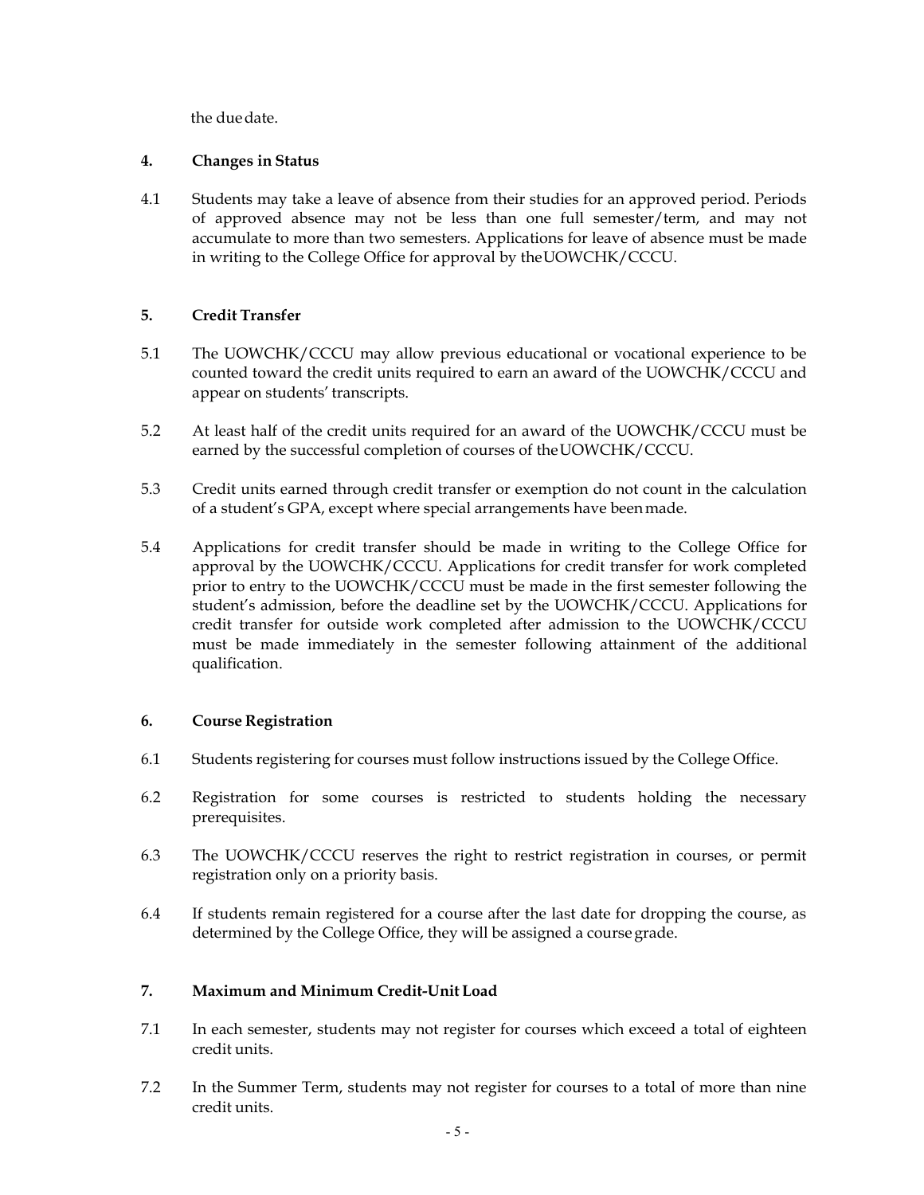the due date.

## 4. Changes in Status

4.1 Students may take a leave of absence from their studies for an approved period. Periods of approved absence may not be less than one full semester/term, and may not accumulate to more than two semesters. Applications for leave of absence must be made in writing to the College Office for approval by the UOWCHK/CCCU.

## 5. Credit Transfer

5.1 The UOWCHK/CCCU may allow previous educational or vocational experience to be counted toward the credit units required to earn an award of the UOWCHK/CCCU and appear on students' transcripts.

5.2 At least half of the credit units required for an award of the UOWCHK/CCCU must be earned by the successful completion of courses of the UOWCHK/CCCU.

5.3 Credit units earned through credit transfer or exemption do not count in the calculation of a student's GPA, except where special arrangements have been made.

5.4 Applications for credit transfer should be made in writing to the College Office for approval by the UOWCHK/CCCU. Applications for credit transfer for work completed prior to entry to the UOWCHK/CCCU must be made in the first semester following the student's admission, before the deadline set by the UOWCHK/CCCU. Applications for credit transfer for outside work completed after admission to the UOWCHK/CCCU must be made immediately in the semester following attainment of the additional qualification.

## 6. Course Registration

6.1 Students registering for courses must follow instructions issued by the College Office.

6.2 Registration for some courses is restricted to students holding the necessary prerequisites.

6.3 The UOWCHK/CCCU reserves the right to restrict registration in courses, or permit registration only on a priority basis.

6.4 If students remain registered for a course after the last date for dropping the course, as determined by the College Office, they will be assigned a course grade.

## 7. Maximum and Minimum Credit-Unit Load

7.1 In each semester, students may not register for courses which exceed a total of eighteen credit units.

7.2 In the Summer Term, students may not register for courses to a total of more than nine credit units.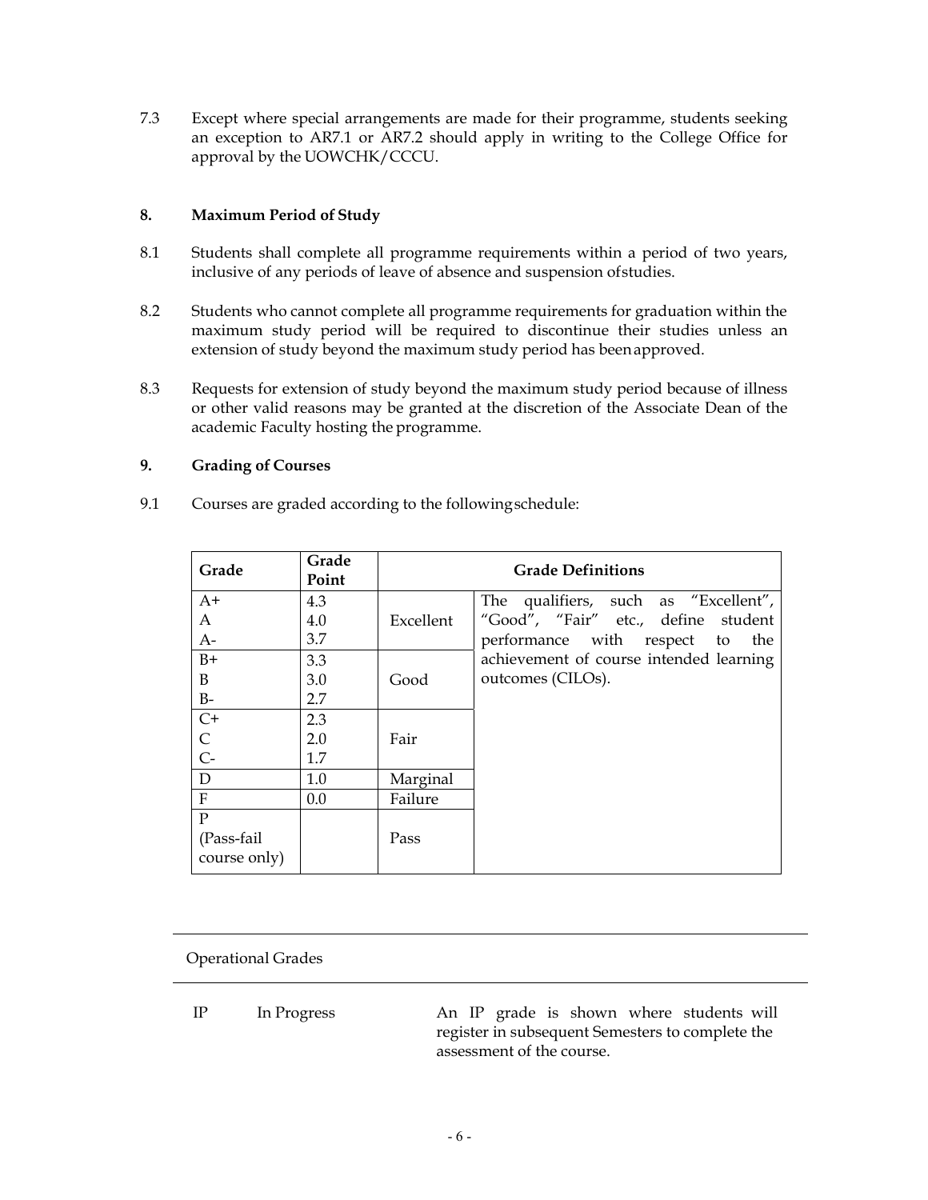7.3 Except where special arrangements are made for their programme, students seeking an exception to AR7.1 or AR7.2 should apply in writing to the College Office for approval by the UOWCHK/CCCU.

### 8. Maximum Period of Study

8.1 Students shall complete all programme requirements within a period of two years, inclusive of any periods of leave of absence and suspension of studies.

8.2 Students who cannot complete all programme requirements for graduation within the maximum study period will be required to discontinue their studies unless an extension of study beyond the maximum study period has been approved.

8.3 Requests for extension of study beyond the maximum study period because of illness or other valid reasons may be granted at the discretion of the Associate Dean of the academic Faculty hosting the programme.

### 9. Grading of Courses

9.1 Courses are graded according to the following schedule:

| Grade | Grade Point | Grade Definitions | |
|---|---|---|---|
| A+<br>A<br>A- | 4.3<br>4.0<br>3.7 | Excellent | The qualifiers, such as "Excellent", "Good", "Fair" etc., define student performance with respect to the achievement of course intended learning outcomes (CILOs). |
| B+<br>B<br>B- | 3.3<br>3.0<br>2.7 | Good | |
| C+<br>C<br>C- | 2.3<br>2.0<br>1.7 | Fair | |
| D | 1.0 | Marginal | |
| F | 0.0 | Failure | |
| P<br>(Pass-fail course only) | | Pass | |

Operational Grades

| | | |
|---|---|---|
| IP | In Progress | An IP grade is shown where students will register in subsequent Semesters to complete the assessment of the course. |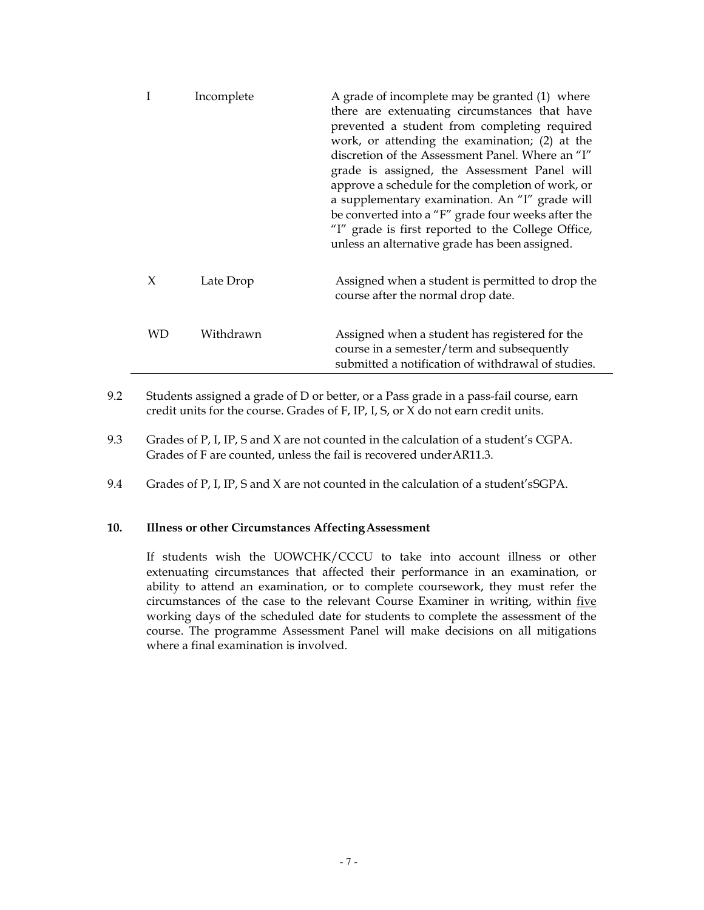| | | |
|---|---|---|
| I | Incomplete | A grade of incomplete may be granted (1) where there are extenuating circumstances that have prevented a student from completing required work, or attending the examination; (2) at the discretion of the Assessment Panel. Where an "I" grade is assigned, the Assessment Panel will approve a schedule for the completion of work, or a supplementary examination. An "I" grade will be converted into a "F" grade four weeks after the "I" grade is first reported to the College Office, unless an alternative grade has been assigned. |
| X | Late Drop | Assigned when a student is permitted to drop the course after the normal drop date. |
| WD | Withdrawn | Assigned when a student has registered for the course in a semester/term and subsequently submitted a notification of withdrawal of studies. |

9.2 Students assigned a grade of D or better, or a Pass grade in a pass-fail course, earn credit units for the course. Grades of F, IP, I, S, or X do not earn credit units.

9.3 Grades of P, I, IP, S and X are not counted in the calculation of a student's CGPA. Grades of F are counted, unless the fail is recovered under AR11.3.

9.4 Grades of P, I, IP, S and X are not counted in the calculation of a student's SGPA.

**10. Illness or other Circumstances Affecting Assessment**

If students wish the UOWCHK/CCCU to take into account illness or other extenuating circumstances that affected their performance in an examination, or ability to attend an examination, or to complete coursework, they must refer the circumstances of the case to the relevant Course Examiner in writing, within <u>five</u> working days of the scheduled date for students to complete the assessment of the course. The programme Assessment Panel will make decisions on all mitigations where a final examination is involved.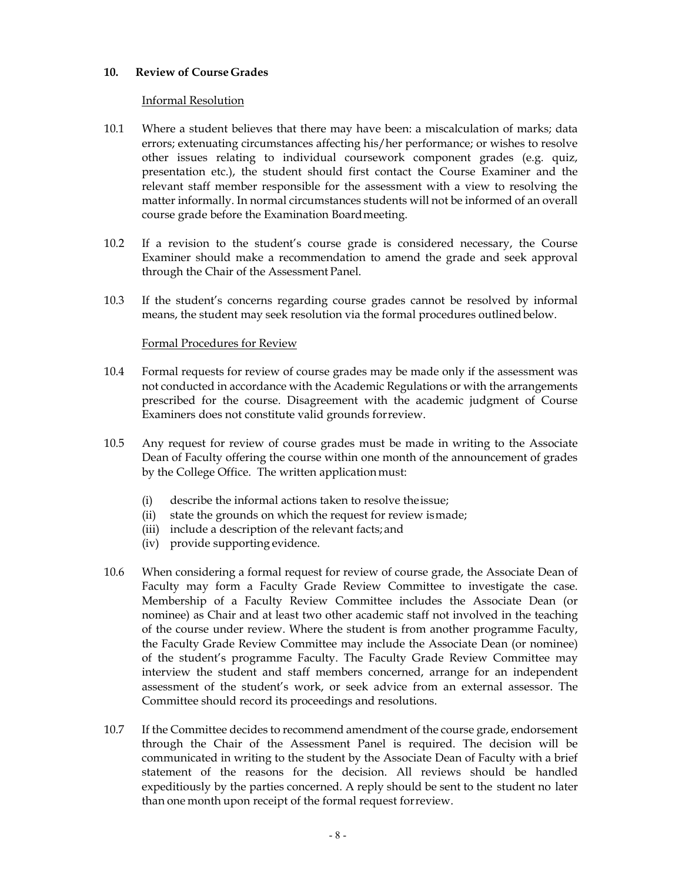## 10. Review of Course Grades

<u>Informal Resolution</u>

10.1 Where a student believes that there may have been: a miscalculation of marks; data errors; extenuating circumstances affecting his/her performance; or wishes to resolve other issues relating to individual coursework component grades (e.g. quiz, presentation etc.), the student should first contact the Course Examiner and the relevant staff member responsible for the assessment with a view to resolving the matter informally. In normal circumstances students will not be informed of an overall course grade before the Examination Board meeting.

10.2 If a revision to the student's course grade is considered necessary, the Course Examiner should make a recommendation to amend the grade and seek approval through the Chair of the Assessment Panel.

10.3 If the student's concerns regarding course grades cannot be resolved by informal means, the student may seek resolution via the formal procedures outlined below.

<u>Formal Procedures for Review</u>

10.4 Formal requests for review of course grades may be made only if the assessment was not conducted in accordance with the Academic Regulations or with the arrangements prescribed for the course. Disagreement with the academic judgment of Course Examiners does not constitute valid grounds for review.

10.5 Any request for review of course grades must be made in writing to the Associate Dean of Faculty offering the course within one month of the announcement of grades by the College Office. The written application must:

(i) describe the informal actions taken to resolve the issue;
(ii) state the grounds on which the request for review is made;
(iii) include a description of the relevant facts; and
(iv) provide supporting evidence.

10.6 When considering a formal request for review of course grade, the Associate Dean of Faculty may form a Faculty Grade Review Committee to investigate the case. Membership of a Faculty Review Committee includes the Associate Dean (or nominee) as Chair and at least two other academic staff not involved in the teaching of the course under review. Where the student is from another programme Faculty, the Faculty Grade Review Committee may include the Associate Dean (or nominee) of the student's programme Faculty. The Faculty Grade Review Committee may interview the student and staff members concerned, arrange for an independent assessment of the student's work, or seek advice from an external assessor. The Committee should record its proceedings and resolutions.

10.7 If the Committee decides to recommend amendment of the course grade, endorsement through the Chair of the Assessment Panel is required. The decision will be communicated in writing to the student by the Associate Dean of Faculty with a brief statement of the reasons for the decision. All reviews should be handled expeditiously by the parties concerned. A reply should be sent to the student no later than one month upon receipt of the formal request for review.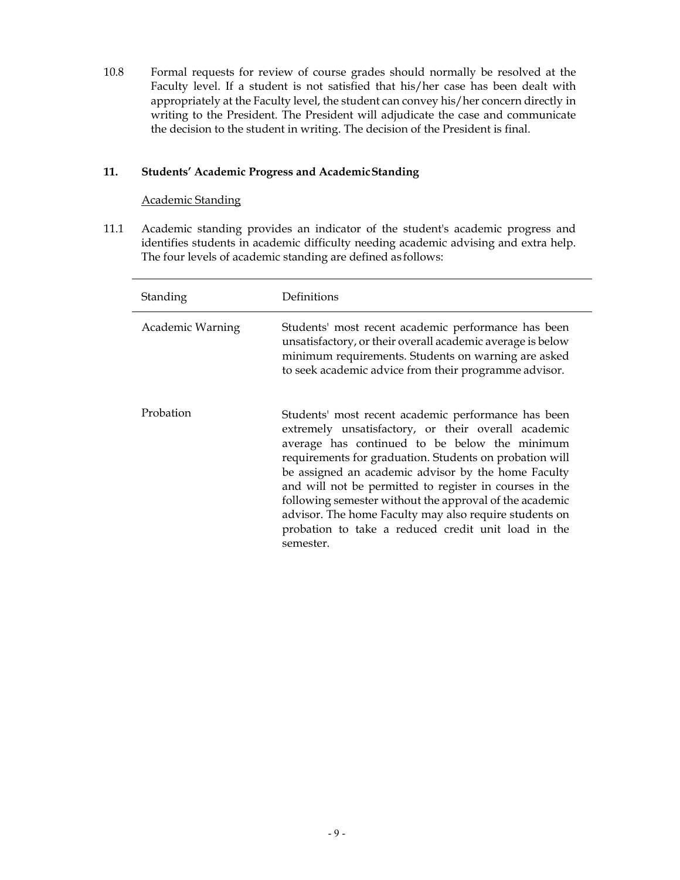10.8 Formal requests for review of course grades should normally be resolved at the Faculty level. If a student is not satisfied that his/her case has been dealt with appropriately at the Faculty level, the student can convey his/her concern directly in writing to the President. The President will adjudicate the case and communicate the decision to the student in writing. The decision of the President is final.

## 11. Students' Academic Progress and Academic Standing

Academic Standing

11.1 Academic standing provides an indicator of the student's academic progress and identifies students in academic difficulty needing academic advising and extra help. The four levels of academic standing are defined as follows:

| Standing | Definitions |
|---|---|
| Academic Warning | Students' most recent academic performance has been unsatisfactory, or their overall academic average is below minimum requirements. Students on warning are asked to seek academic advice from their programme advisor. |
| Probation | Students' most recent academic performance has been extremely unsatisfactory, or their overall academic average has continued to be below the minimum requirements for graduation. Students on probation will be assigned an academic advisor by the home Faculty and will not be permitted to register in courses in the following semester without the approval of the academic advisor. The home Faculty may also require students on probation to take a reduced credit unit load in the semester. |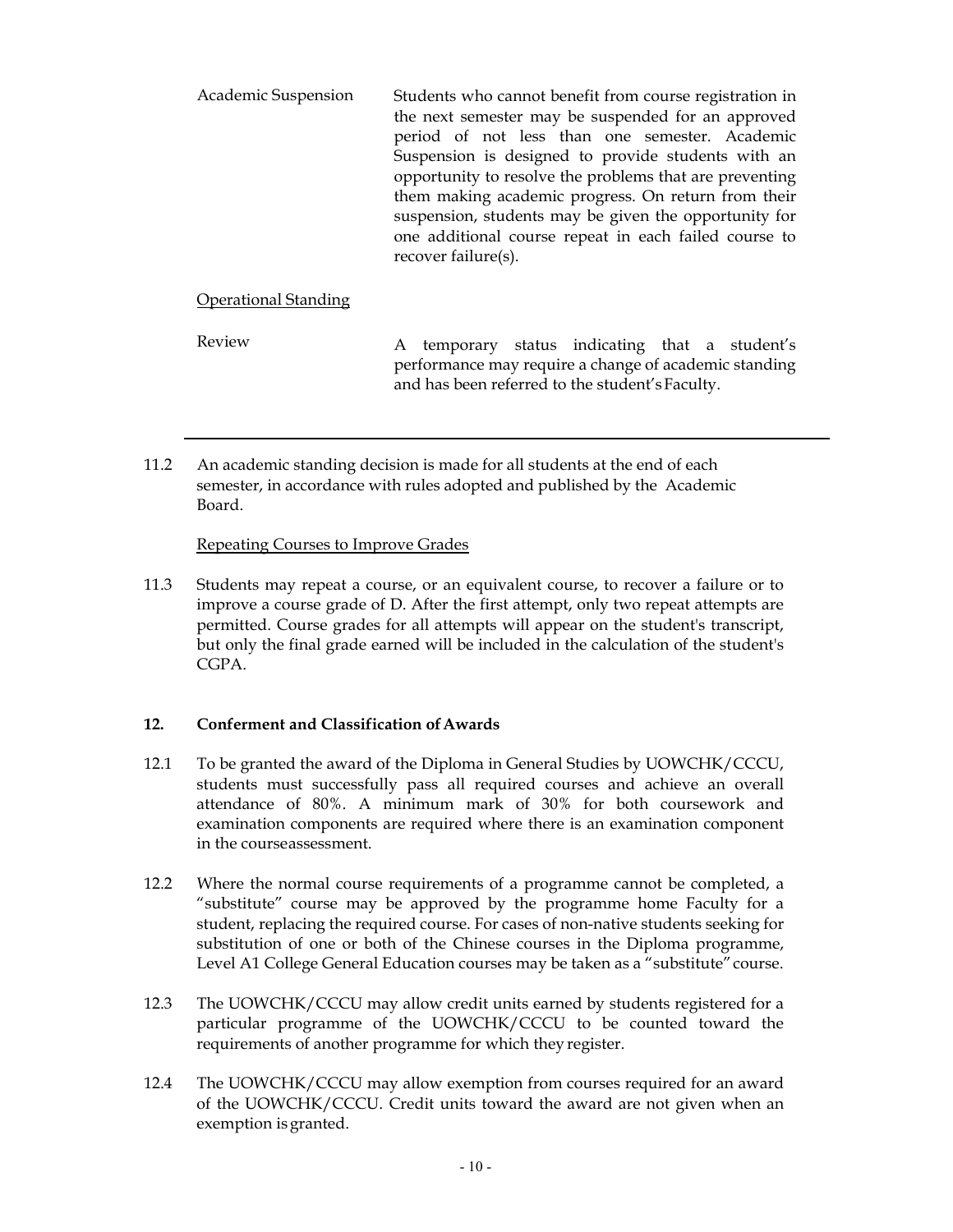| | |
|---|---|
| Academic Suspension | Students who cannot benefit from course registration in the next semester may be suspended for an approved period of not less than one semester. Academic Suspension is designed to provide students with an opportunity to resolve the problems that are preventing them making academic progress. On return from their suspension, students may be given the opportunity for one additional course repeat in each failed course to recover failure(s). |
| Operational Standing | |
| Review | A temporary status indicating that a student's performance may require a change of academic standing and has been referred to the student's Faculty. |

11.2 An academic standing decision is made for all students at the end of each semester, in accordance with rules adopted and published by the Academic Board.

Repeating Courses to Improve Grades

11.3 Students may repeat a course, or an equivalent course, to recover a failure or to improve a course grade of D. After the first attempt, only two repeat attempts are permitted. Course grades for all attempts will appear on the student's transcript, but only the final grade earned will be included in the calculation of the student's CGPA.

## 12. Conferment and Classification of Awards

12.1 To be granted the award of the Diploma in General Studies by UOWCHK/CCCU, students must successfully pass all required courses and achieve an overall attendance of 80%. A minimum mark of 30% for both coursework and examination components are required where there is an examination component in the courseassessment.

12.2 Where the normal course requirements of a programme cannot be completed, a "substitute" course may be approved by the programme home Faculty for a student, replacing the required course. For cases of non-native students seeking for substitution of one or both of the Chinese courses in the Diploma programme, Level A1 College General Education courses may be taken as a "substitute" course.

12.3 The UOWCHK/CCCU may allow credit units earned by students registered for a particular programme of the UOWCHK/CCCU to be counted toward the requirements of another programme for which they register.

12.4 The UOWCHK/CCCU may allow exemption from courses required for an award of the UOWCHK/CCCU. Credit units toward the award are not given when an exemption is granted.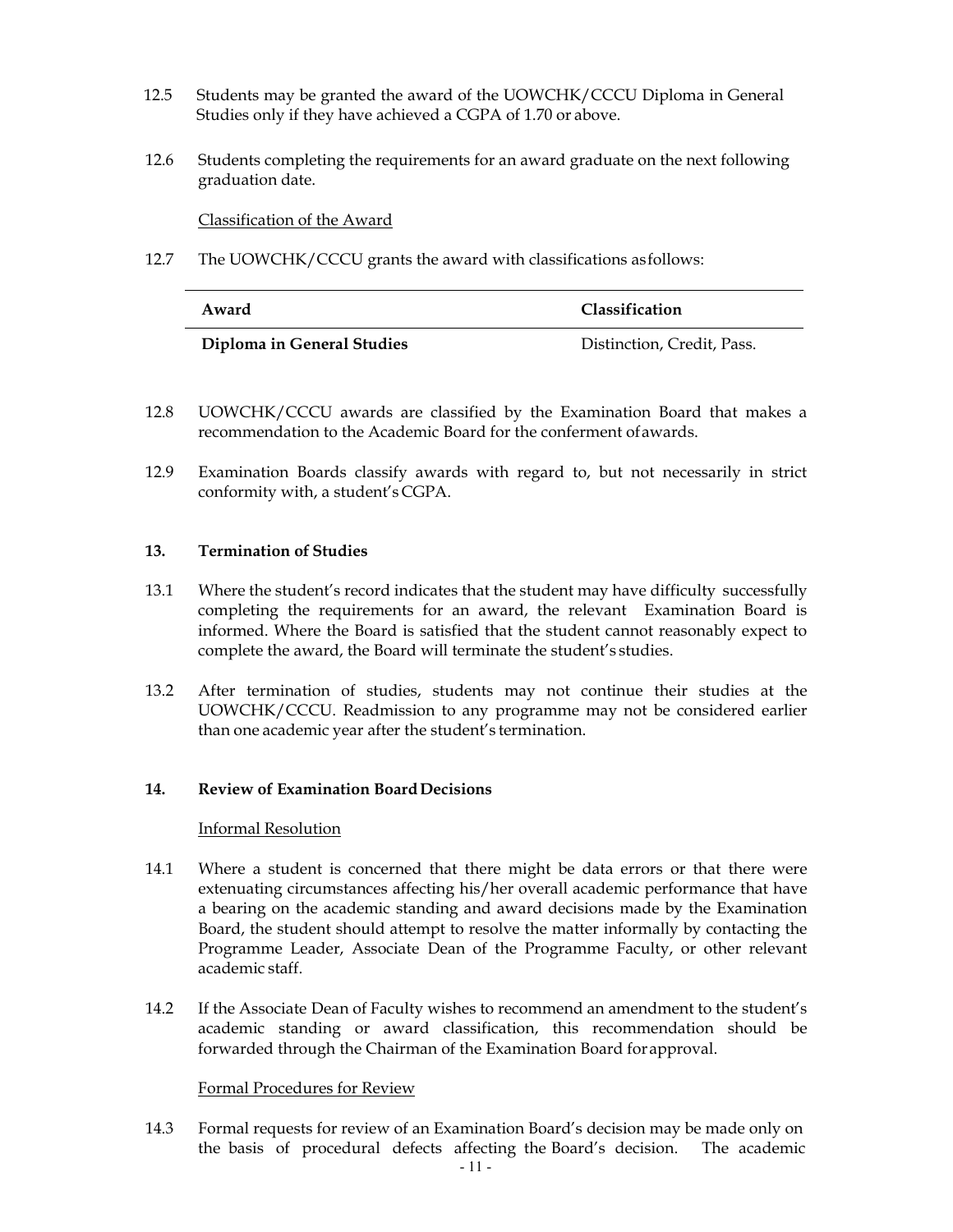12.5 Students may be granted the award of the UOWCHK/CCCU Diploma in General Studies only if they have achieved a CGPA of 1.70 or above.

12.6 Students completing the requirements for an award graduate on the next following graduation date.

Classification of the Award

12.7 The UOWCHK/CCCU grants the award with classifications as follows:

| Award | Classification |
|---|---|
| **Diploma in General Studies** | Distinction, Credit, Pass. |

12.8 UOWCHK/CCCU awards are classified by the Examination Board that makes a recommendation to the Academic Board for the conferment of awards.

12.9 Examination Boards classify awards with regard to, but not necessarily in strict conformity with, a student's CGPA.

### 13. Termination of Studies

13.1 Where the student's record indicates that the student may have difficulty successfully completing the requirements for an award, the relevant Examination Board is informed. Where the Board is satisfied that the student cannot reasonably expect to complete the award, the Board will terminate the student's studies.

13.2 After termination of studies, students may not continue their studies at the UOWCHK/CCCU. Readmission to any programme may not be considered earlier than one academic year after the student's termination.

### 14. Review of Examination Board Decisions

Informal Resolution

14.1 Where a student is concerned that there might be data errors or that there were extenuating circumstances affecting his/her overall academic performance that have a bearing on the academic standing and award decisions made by the Examination Board, the student should attempt to resolve the matter informally by contacting the Programme Leader, Associate Dean of the Programme Faculty, or other relevant academic staff.

14.2 If the Associate Dean of Faculty wishes to recommend an amendment to the student's academic standing or award classification, this recommendation should be forwarded through the Chairman of the Examination Board for approval.

Formal Procedures for Review

14.3 Formal requests for review of an Examination Board's decision may be made only on the basis of procedural defects affecting the Board's decision. The academic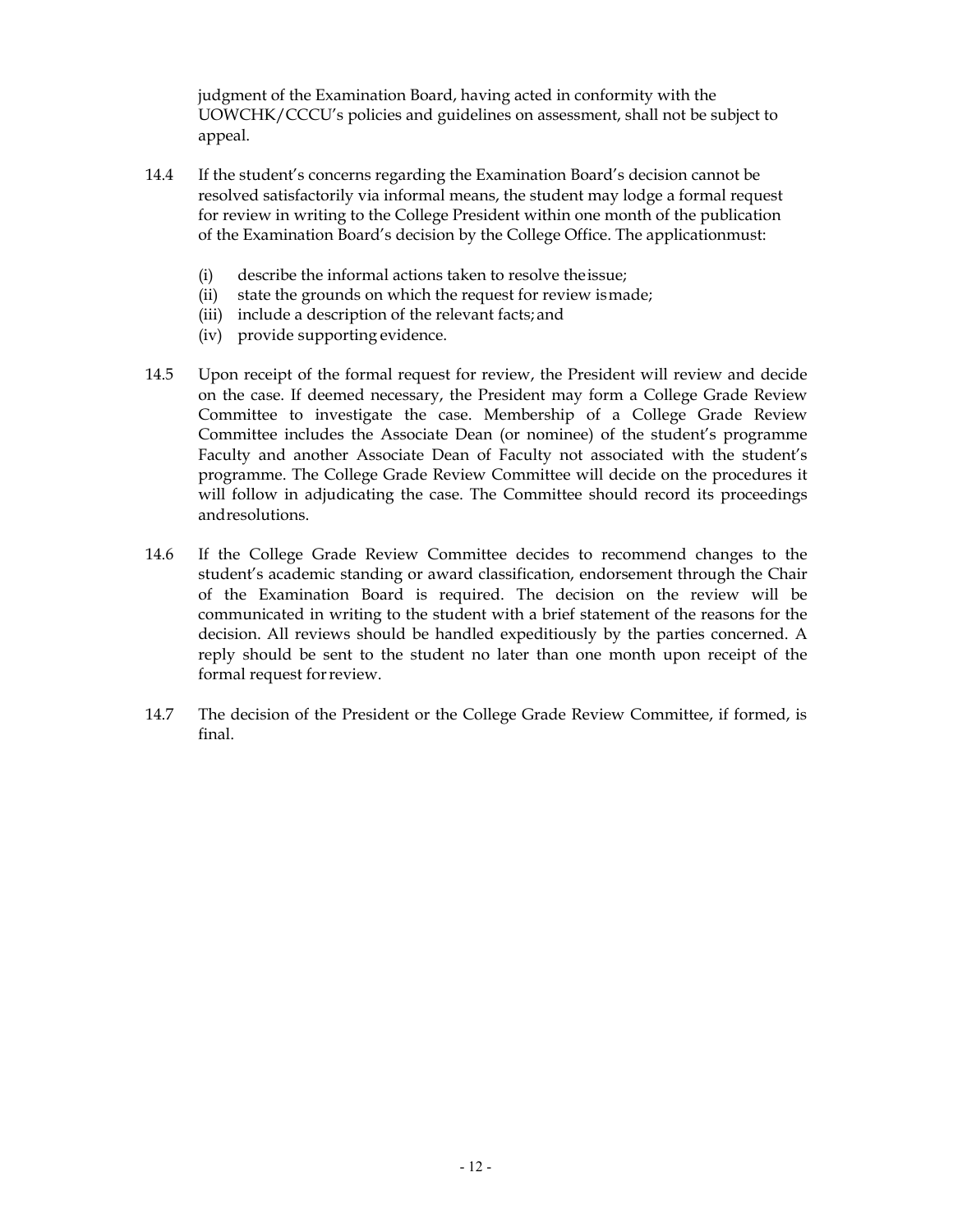judgment of the Examination Board, having acted in conformity with the UOWCHK/CCCU's policies and guidelines on assessment, shall not be subject to appeal.

14.4 If the student's concerns regarding the Examination Board's decision cannot be resolved satisfactorily via informal means, the student may lodge a formal request for review in writing to the College President within one month of the publication of the Examination Board's decision by the College Office. The application must:

(i) describe the informal actions taken to resolve the issue;
(ii) state the grounds on which the request for review is made;
(iii) include a description of the relevant facts; and
(iv) provide supporting evidence.

14.5 Upon receipt of the formal request for review, the President will review and decide on the case. If deemed necessary, the President may form a College Grade Review Committee to investigate the case. Membership of a College Grade Review Committee includes the Associate Dean (or nominee) of the student's programme Faculty and another Associate Dean of Faculty not associated with the student's programme. The College Grade Review Committee will decide on the procedures it will follow in adjudicating the case. The Committee should record its proceedings and resolutions.

14.6 If the College Grade Review Committee decides to recommend changes to the student's academic standing or award classification, endorsement through the Chair of the Examination Board is required. The decision on the review will be communicated in writing to the student with a brief statement of the reasons for the decision. All reviews should be handled expeditiously by the parties concerned. A reply should be sent to the student no later than one month upon receipt of the formal request for review.

14.7 The decision of the President or the College Grade Review Committee, if formed, is final.